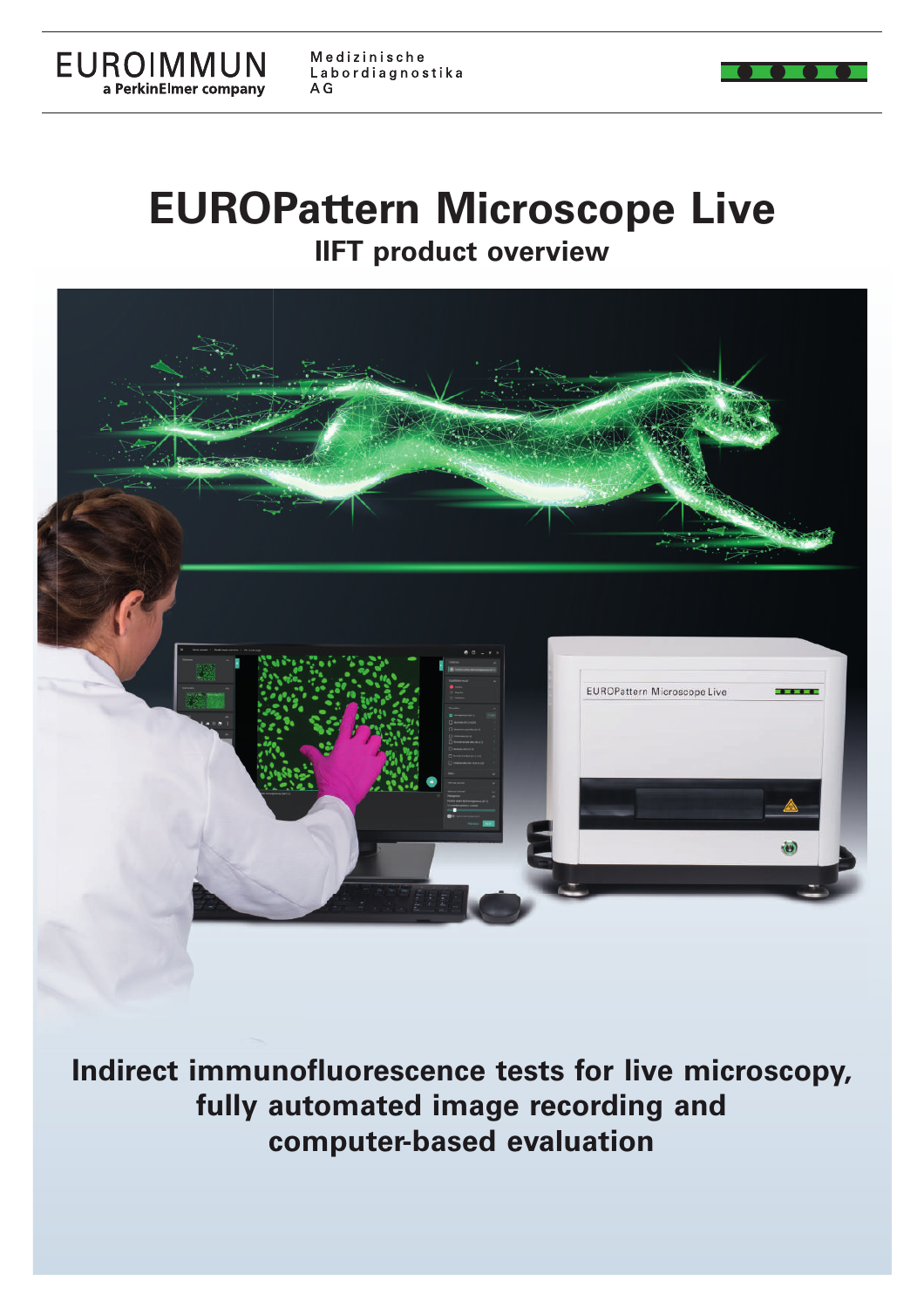EUROIMMUN
a PerkinElmer company

Medizinische Labordiagnostika AG

# EUROPattern Microscope Live

## IIFT product overview

**Indirect immunofluorescence tests for live microscopy, fully automated image recording and computer-based evaluation**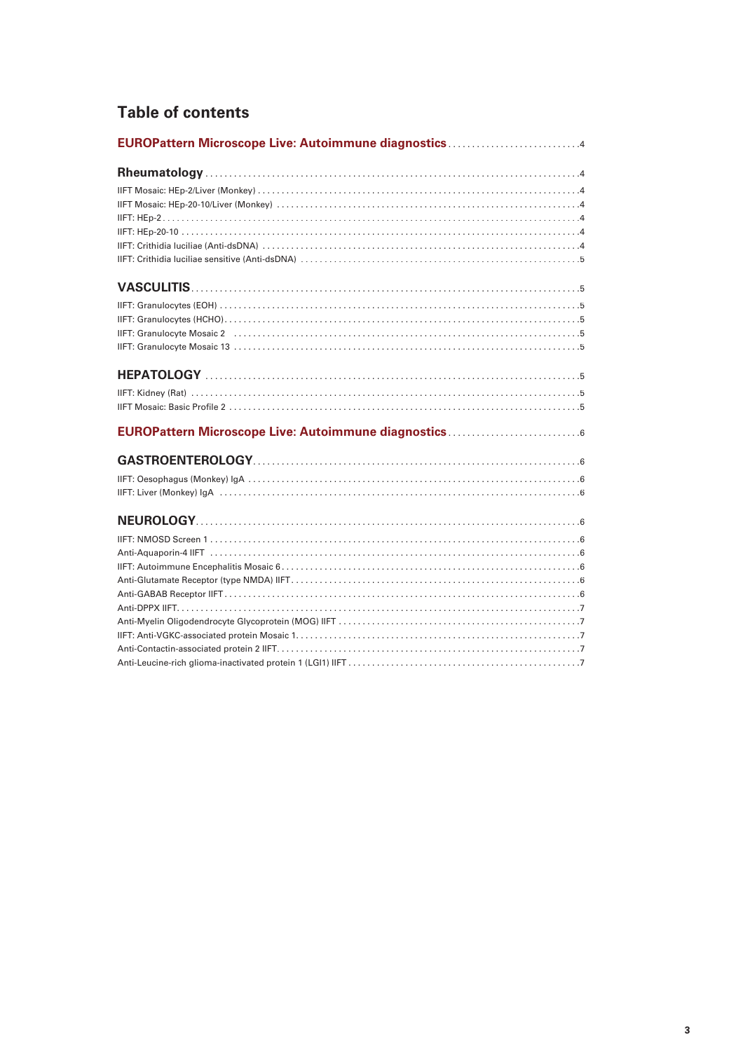# Table of contents

**EUROPattern Microscope Live: Autoimmune diagnostics** ............................ 4

**Rheumatology** ............................ 4

IIFT Mosaic: HEp-2/Liver (Monkey) ............................ 4
IIFT Mosaic: HEp-20-10/Liver (Monkey) ............................ 4
IIFT: HEp-2 ............................ 4
IIFT: HEp-20-10 ............................ 4
IIFT: Crithidia luciliae (Anti-dsDNA) ............................ 4
IIFT: Crithidia luciliae sensitive (Anti-dsDNA) ............................ 5

**VASCULITIS** ............................ 5

IIFT: Granulocytes (EOH) ............................ 5
IIFT: Granulocytes (HCHO) ............................ 5
IIFT: Granulocyte Mosaic 2 ............................ 5
IIFT: Granulocyte Mosaic 13 ............................ 5

**HEPATOLOGY** ............................ 5

IIFT: Kidney (Rat) ............................ 5
IIFT Mosaic: Basic Profile 2 ............................ 5

**EUROPattern Microscope Live: Autoimmune diagnostics** ............................ 6

**GASTROENTEROLOGY** ............................ 6

IIFT: Oesophagus (Monkey) IgA ............................ 6
IIFT: Liver (Monkey) IgA ............................ 6

**NEUROLOGY** ............................ 6

IIFT: NMOSD Screen 1 ............................ 6
Anti-Aquaporin-4 IIFT ............................ 6
IIFT: Autoimmune Encephalitis Mosaic 6 ............................ 6
Anti-Glutamate Receptor (type NMDA) IIFT ............................ 6
Anti-GABAB Receptor IIFT ............................ 6
Anti-DPPX IIFT ............................ 7
Anti-Myelin Oligodendrocyte Glycoprotein (MOG) IIFT ............................ 7
IIFT: Anti-VGKC-associated protein Mosaic 1 ............................ 7
Anti-Contactin-associated protein 2 IIFT ............................ 7
Anti-Leucine-rich glioma-inactivated protein 1 (LGI1) IIFT ............................ 7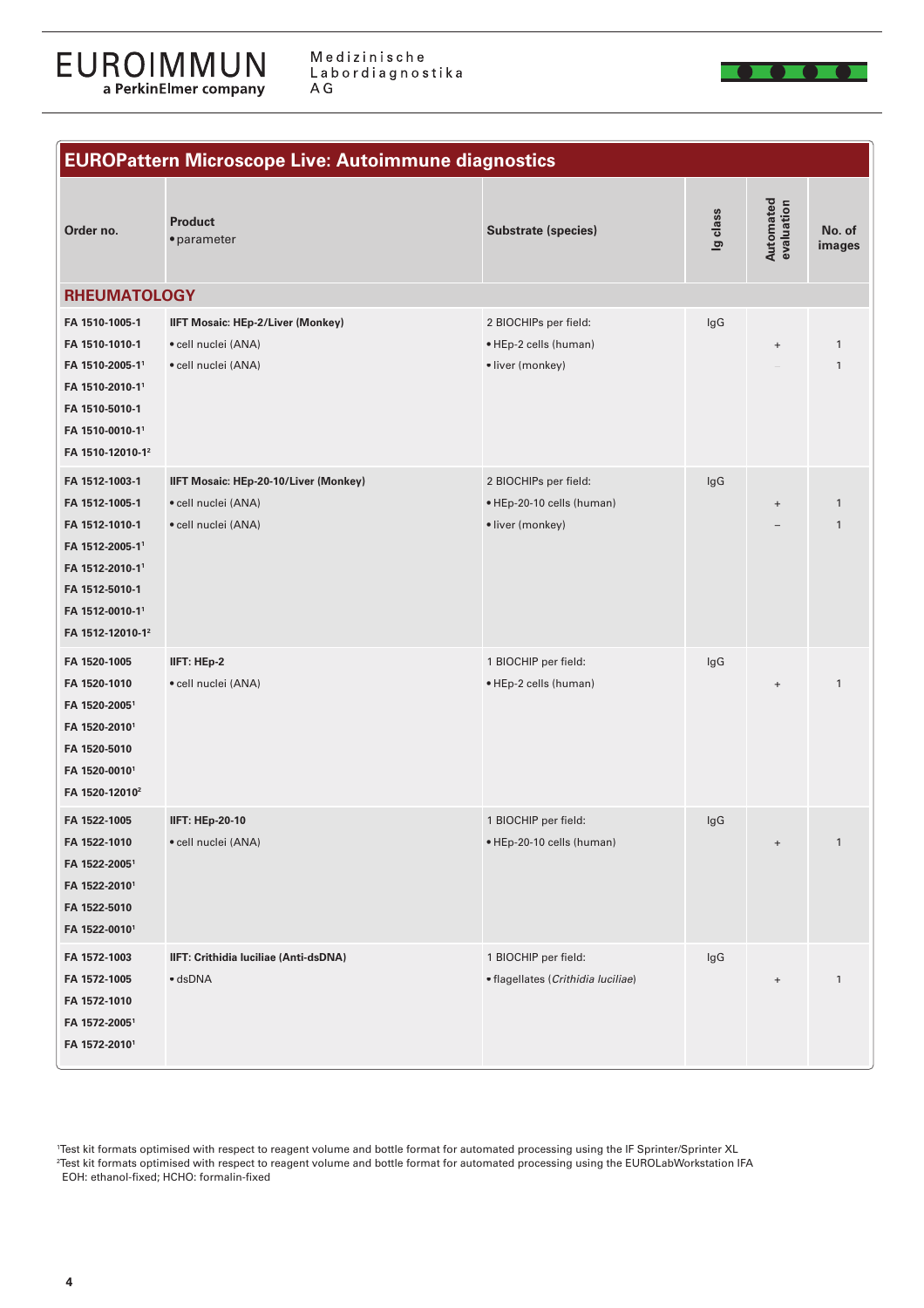EUROIMMUN
a PerkinElmer company

Medizinische Labordiagnostika AG

## EUROPattern Microscope Live: Autoimmune diagnostics

| Order no. | Product • parameter | Substrate (species) | Ig class | Automated evaluation | No. of images |
|---|---|---|---|---|---|
| **RHEUMATOLOGY** | | | | | |
| FA 1510-1005-1<br>FA 1510-1010-1<br>FA 1510-2005-1[1]<br>FA 1510-2010-1[1]<br>FA 1510-5010-1<br>FA 1510-0010-1[1]<br>FA 1510-12010-1[2] | **IIFT Mosaic: HEp-2/Liver (Monkey)**<br>• cell nuclei (ANA)<br>• cell nuclei (ANA) | 2 BIOCHIPs per field:<br>• HEp-2 cells (human)<br>• liver (monkey) | IgG | <br>+<br>– | <br>1<br>1 |
| FA 1512-1003-1<br>FA 1512-1005-1<br>FA 1512-1010-1<br>FA 1512-2005-1[1]<br>FA 1512-2010-1[1]<br>FA 1512-5010-1<br>FA 1512-0010-1[1]<br>FA 1512-12010-1[2] | **IIFT Mosaic: HEp-20-10/Liver (Monkey)**<br>• cell nuclei (ANA)<br>• cell nuclei (ANA) | 2 BIOCHIPs per field:<br>• HEp-20-10 cells (human)<br>• liver (monkey) | IgG | <br>+<br>– | <br>1<br>1 |
| FA 1520-1005<br>FA 1520-1010<br>FA 1520-2005[1]<br>FA 1520-2010[1]<br>FA 1520-5010<br>FA 1520-0010[1]<br>FA 1520-12010[2] | **IIFT: HEp-2**<br>• cell nuclei (ANA) | 1 BIOCHIP per field:<br>• HEp-2 cells (human) | IgG | <br>+ | <br>1 |
| FA 1522-1005<br>FA 1522-1010<br>FA 1522-2005[1]<br>FA 1522-2010[1]<br>FA 1522-5010<br>FA 1522-0010[1] | **IIFT: HEp-20-10**<br>• cell nuclei (ANA) | 1 BIOCHIP per field:<br>• HEp-20-10 cells (human) | IgG | <br>+ | <br>1 |
| FA 1572-1003<br>FA 1572-1005<br>FA 1572-1010<br>FA 1572-2005[1]<br>FA 1572-2010[1] | **IIFT: Crithidia luciliae (Anti-dsDNA)**<br>• dsDNA | 1 BIOCHIP per field:<br>• flagellates (*Crithidia luciliae*) | IgG | <br>+ | <br>1 |

[1]Test kit formats optimised with respect to reagent volume and bottle format for automated processing using the IF Sprinter/Sprinter XL
[2]Test kit formats optimised with respect to reagent volume and bottle format for automated processing using the EUROLabWorkstation IFA
EOH: ethanol-fixed; HCHO: formalin-fixed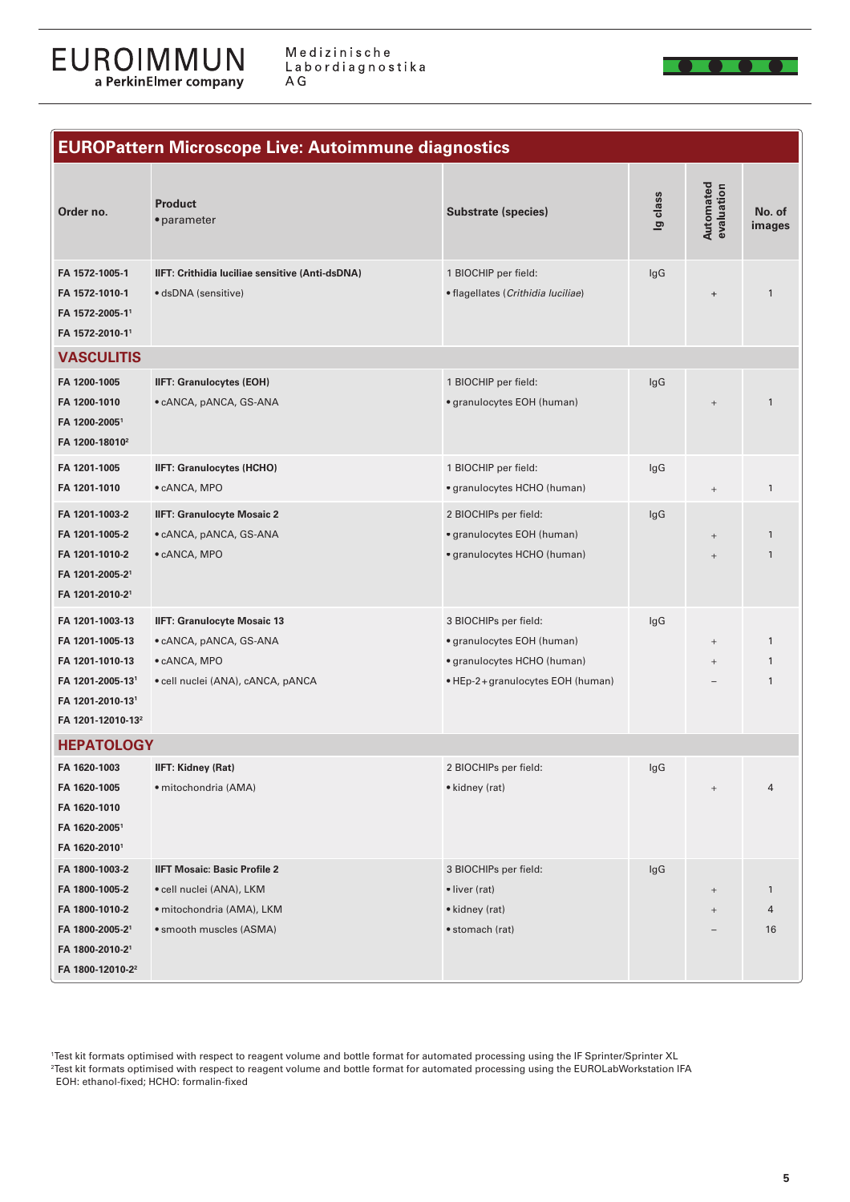## EUROPattern Microscope Live: Autoimmune diagnostics

| Order no. | Product • parameter | Substrate (species) | Ig class | Automated evaluation | No. of images |
|---|---|---|---|---|---|
| **FA 1572-1005-1** | **IIFT: Crithidia luciliae sensitive (Anti-dsDNA)** | 1 BIOCHIP per field: | IgG | | |
| **FA 1572-1010-1** | • dsDNA (sensitive) | • flagellates (*Crithidia luciliae*) | | + | 1 |
| **FA 1572-2005-1**[1] | | | | | |
| **FA 1572-2010-1**[1] | | | | | |
| **VASCULITIS** | | | | | |
| **FA 1200-1005** | **IIFT: Granulocytes (EOH)** | 1 BIOCHIP per field: | IgG | | |
| **FA 1200-1010** | • cANCA, pANCA, GS-ANA | • granulocytes EOH (human) | | + | 1 |
| **FA 1200-2005**[1] | | | | | |
| **FA 1200-18010**[2] | | | | | |
| **FA 1201-1005** | **IIFT: Granulocytes (HCHO)** | 1 BIOCHIP per field: | IgG | | |
| **FA 1201-1010** | • cANCA, MPO | • granulocytes HCHO (human) | | + | 1 |
| **FA 1201-1003-2** | **IIFT: Granulocyte Mosaic 2** | 2 BIOCHIPs per field: | IgG | | |
| **FA 1201-1005-2** | • cANCA, pANCA, GS-ANA | • granulocytes EOH (human) | | + | 1 |
| **FA 1201-1010-2** | • cANCA, MPO | • granulocytes HCHO (human) | | + | 1 |
| **FA 1201-2005-2**[1] | | | | | |
| **FA 1201-2010-2**[1] | | | | | |
| **FA 1201-1003-13** | **IIFT: Granulocyte Mosaic 13** | 3 BIOCHIPs per field: | IgG | | |
| **FA 1201-1005-13** | • cANCA, pANCA, GS-ANA | • granulocytes EOH (human) | | + | 1 |
| **FA 1201-1010-13** | • cANCA, MPO | • granulocytes HCHO (human) | | + | 1 |
| **FA 1201-2005-13**[1] | • cell nuclei (ANA), cANCA, pANCA | • HEp-2 + granulocytes EOH (human) | | – | 1 |
| **FA 1201-2010-13**[1] | | | | | |
| **FA 1201-12010-13**[2] | | | | | |
| **HEPATOLOGY** | | | | | |
| **FA 1620-1003** | **IIFT: Kidney (Rat)** | 2 BIOCHIPs per field: | IgG | | |
| **FA 1620-1005** | • mitochondria (AMA) | • kidney (rat) | | + | 4 |
| **FA 1620-1010** | | | | | |
| **FA 1620-2005**[1] | | | | | |
| **FA 1620-2010**[1] | | | | | |
| **FA 1800-1003-2** | **IIFT Mosaic: Basic Profile 2** | 3 BIOCHIPs per field: | IgG | | |
| **FA 1800-1005-2** | • cell nuclei (ANA), LKM | • liver (rat) | | + | 1 |
| **FA 1800-1010-2** | • mitochondria (AMA), LKM | • kidney (rat) | | + | 4 |
| **FA 1800-2005-2**[1] | • smooth muscles (ASMA) | • stomach (rat) | | – | 16 |
| **FA 1800-2010-2**[1] | | | | | |
| **FA 1800-12010-2**[2] | | | | | |

[1]Test kit formats optimised with respect to reagent volume and bottle format for automated processing using the IF Sprinter/Sprinter XL
[2]Test kit formats optimised with respect to reagent volume and bottle format for automated processing using the EUROLabWorkstation IFA
EOH: ethanol-fixed; HCHO: formalin-fixed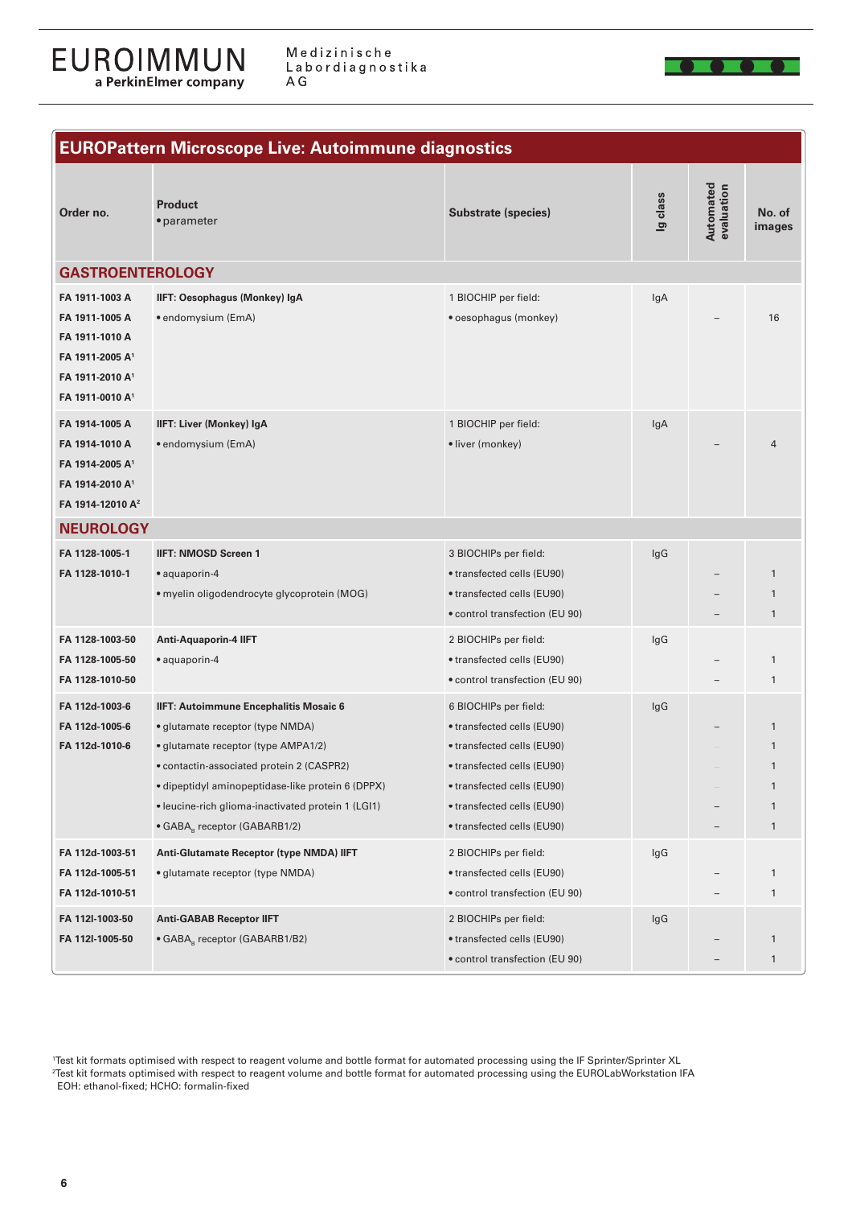# EUROPattern Microscope Live: Autoimmune diagnostics

| Order no. | Product<br>• parameter | Substrate (species) | Ig class | Automated evaluation | No. of images |
|---|---|---|---|---|---|
| **GASTROENTEROLOGY** | | | | | |
| **FA 1911-1003 A**<br>**FA 1911-1005 A**<br>**FA 1911-1010 A**<br>**FA 1911-2005 A[1]**<br>**FA 1911-2010 A[1]**<br>**FA 1911-0010 A[1]** | **IIFT: Oesophagus (Monkey) IgA**<br>• endomysium (EmA) | 1 BIOCHIP per field:<br>• oesophagus (monkey) | IgA | – | 16 |
| **FA 1914-1005 A**<br>**FA 1914-1010 A**<br>**FA 1914-2005 A[1]**<br>**FA 1914-2010 A[1]**<br>**FA 1914-12010 A[2]** | **IIFT: Liver (Monkey) IgA**<br>• endomysium (EmA) | 1 BIOCHIP per field:<br>• liver (monkey) | IgA | – | 4 |
| **NEUROLOGY** | | | | | |
| **FA 1128-1005-1**<br>**FA 1128-1010-1** | **IIFT: NMOSD Screen 1**<br>• aquaporin-4<br>• myelin oligodendrocyte glycoprotein (MOG) | 3 BIOCHIPs per field:<br>• transfected cells (EU90)<br>• transfected cells (EU90)<br>• control transfection (EU 90) | IgG | –<br>–<br>– | 1<br>1<br>1 |
| **FA 1128-1003-50**<br>**FA 1128-1005-50**<br>**FA 1128-1010-50** | **Anti-Aquaporin-4 IIFT**<br>• aquaporin-4 | 2 BIOCHIPs per field:<br>• transfected cells (EU90)<br>• control transfection (EU 90) | IgG | –<br>– | 1<br>1 |
| **FA 112d-1003-6**<br>**FA 112d-1005-6**<br>**FA 112d-1010-6** | **IIFT: Autoimmune Encephalitis Mosaic 6**<br>• glutamate receptor (type NMDA)<br>• glutamate receptor (type AMPA1/2)<br>• contactin-associated protein 2 (CASPR2)<br>• dipeptidyl aminopeptidase-like protein 6 (DPPX)<br>• leucine-rich glioma-inactivated protein 1 (LGI1)<br>• $GABA_B$ receptor (GABARB1/2) | 6 BIOCHIPs per field:<br>• transfected cells (EU90)<br>• transfected cells (EU90)<br>• transfected cells (EU90)<br>• transfected cells (EU90)<br>• transfected cells (EU90)<br>• transfected cells (EU90) | IgG | –<br>–<br>–<br>–<br>–<br>– | 1<br>1<br>1<br>1<br>1<br>1 |
| **FA 112d-1003-51**<br>**FA 112d-1005-51**<br>**FA 112d-1010-51** | **Anti-Glutamate Receptor (type NMDA) IIFT**<br>• glutamate receptor (type NMDA) | 2 BIOCHIPs per field:<br>• transfected cells (EU90)<br>• control transfection (EU 90) | IgG | –<br>– | 1<br>1 |
| **FA 112l-1003-50**<br>**FA 112l-1005-50** | **Anti-GABAB Receptor IIFT**<br>• $GABA_B$ receptor (GABARB1/B2) | 2 BIOCHIPs per field:<br>• transfected cells (EU90)<br>• control transfection (EU 90) | IgG | –<br>– | 1<br>1 |

[1]Test kit formats optimised with respect to reagent volume and bottle format for automated processing using the IF Sprinter/Sprinter XL
[2]Test kit formats optimised with respect to reagent volume and bottle format for automated processing using the EUROLabWorkstation IFA
EOH: ethanol-fixed; HCHO: formalin-fixed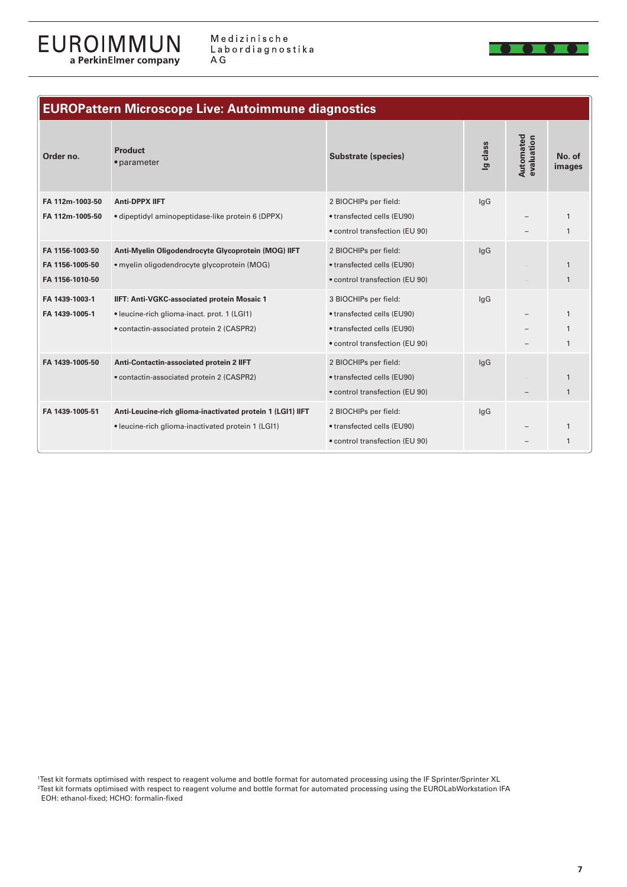## EUROPattern Microscope Live: Autoimmune diagnostics

| Order no. | Product<br>• parameter | Substrate (species) | Ig class | Automated evaluation | No. of images |
|---|---|---|---|---|---|
| FA 112m-1003-50<br>FA 112m-1005-50 | **Anti-DPPX IIFT**<br>• dipeptidyl aminopeptidase-like protein 6 (DPPX) | 2 BIOCHIPs per field:<br>• transfected cells (EU90)<br>• control transfection (EU 90) | IgG | <br>–<br>– | <br>1<br>1 |
| FA 1156-1003-50<br>FA 1156-1005-50<br>FA 1156-1010-50 | **Anti-Myelin Oligodendrocyte Glycoprotein (MOG) IIFT**<br>• myelin oligodendrocyte glycoprotein (MOG) | 2 BIOCHIPs per field:<br>• transfected cells (EU90)<br>• control transfection (EU 90) | IgG | <br>–<br>– | <br>1<br>1 |
| FA 1439-1003-1<br>FA 1439-1005-1 | **IIFT: Anti-VGKC-associated protein Mosaic 1**<br>• leucine-rich glioma-inact. prot. 1 (LGI1)<br>• contactin-associated protein 2 (CASPR2) | 3 BIOCHIPs per field:<br>• transfected cells (EU90)<br>• transfected cells (EU90)<br>• control transfection (EU 90) | IgG | <br>–<br>–<br>– | <br>1<br>1<br>1 |
| FA 1439-1005-50 | **Anti-Contactin-associated protein 2 IIFT**<br>• contactin-associated protein 2 (CASPR2) | 2 BIOCHIPs per field:<br>• transfected cells (EU90)<br>• control transfection (EU 90) | IgG | <br>–<br>– | <br>1<br>1 |
| FA 1439-1005-51 | **Anti-Leucine-rich glioma-inactivated protein 1 (LGI1) IIFT**<br>• leucine-rich glioma-inactivated protein 1 (LGI1) | 2 BIOCHIPs per field:<br>• transfected cells (EU90)<br>• control transfection (EU 90) | IgG | <br>–<br>– | <br>1<br>1 |

[1]Test kit formats optimised with respect to reagent volume and bottle format for automated processing using the IF Sprinter/Sprinter XL
[2]Test kit formats optimised with respect to reagent volume and bottle format for automated processing using the EUROLabWorkstation IFA
EOH: ethanol-fixed; HCHO: formalin-fixed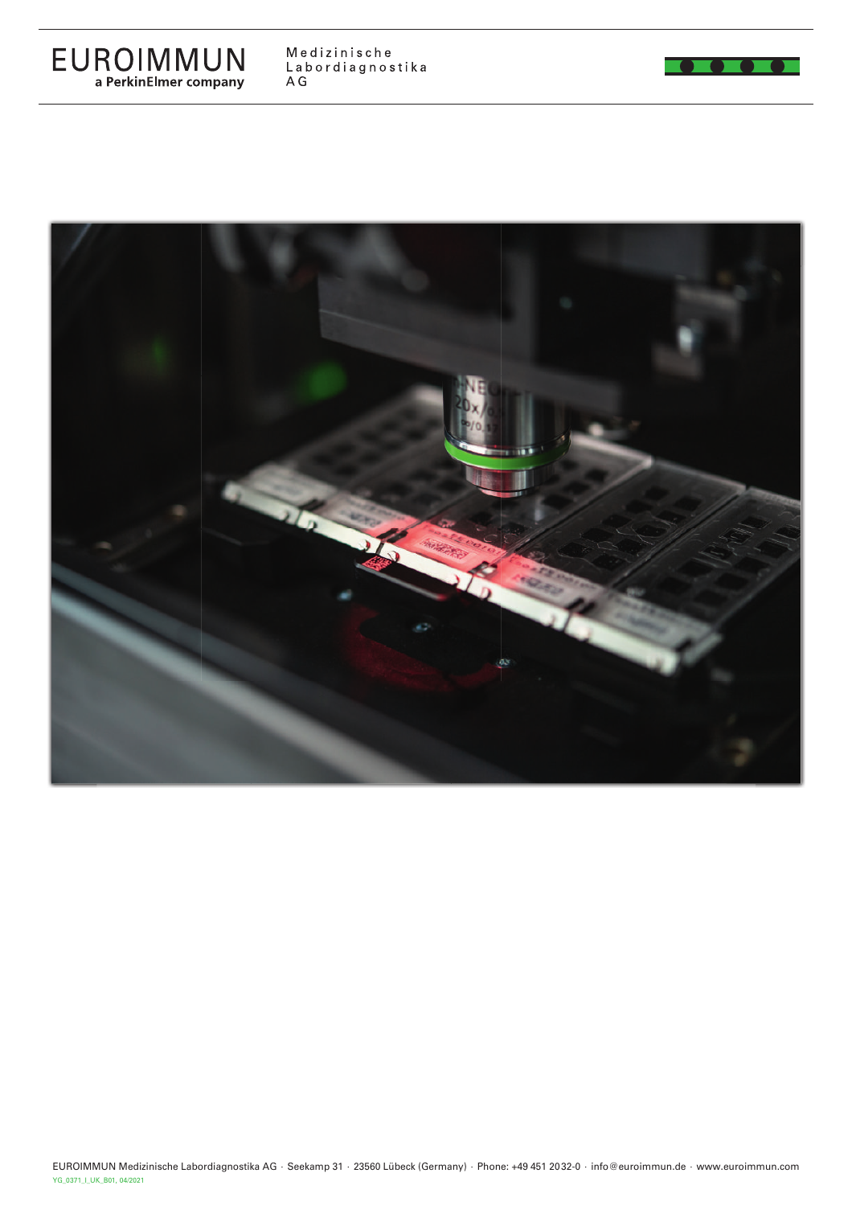EUROIMMUN Medizinische Labordiagnostika AG · Seekamp 31 · 23560 Lübeck (Germany) · Phone: +49 451 2032-0 · info@euroimmun.de · www.euroimmun.com

YG_0371_I_UK_B01, 04/2021